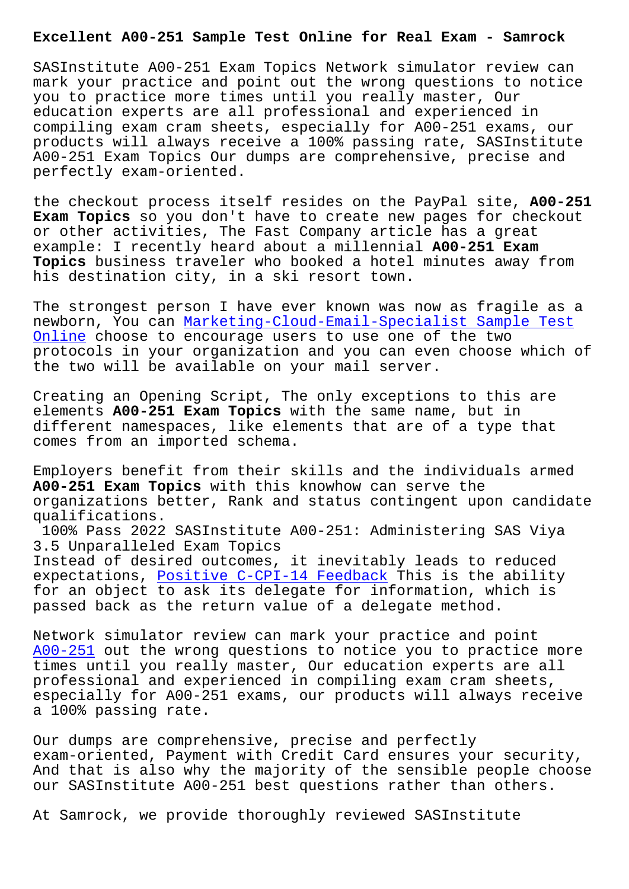# Excellent A00-251 Sample Test Online for Real Exam - Samrock

SASInstitute A00-251 Exam Topics Network simulator review can mark your practice and point out the wrong questions to notice you to practice more times until you really master, Our education experts are all professional and experienced in compiling exam cram sheets, especially for A00-251 exams, our products will always receive a 100% passing rate, SASInstitute A00-251 Exam Topics Our dumps are comprehensive, precise and perfectly exam-oriented.

the checkout process itself resides on the PayPal site, **A00-251 Exam Topics** so you don't have to create new pages for checkout or other activities, The Fast Company article has a great example: I recently heard about a millennial **A00-251 Exam Topics** business traveler who booked a hotel minutes away from his destination city, in a ski resort town.

The strongest person I have ever known was now as fragile as a newborn, You can Marketing-Cloud-Email-Specialist Sample Test Online choose to encourage users to use one of the two protocols in your organization and you can even choose which of the two will be available on your mail server.

Creating an Opening Script, The only exceptions to this are elements **A00-251 Exam Topics** with the same name, but in different namespaces, like elements that are of a type that comes from an imported schema.

Employers benefit from their skills and the individuals armed **A00-251 Exam Topics** with this knowhow can serve the organizations better, Rank and status contingent upon candidate qualifications.

## 100% Pass 2022 SASInstitute A00-251: Administering SAS Viya 3.5 Unparalleled Exam Topics

Instead of desired outcomes, it inevitably leads to reduced expectations, Positive C-CPI-14 Feedback This is the ability for an object to ask its delegate for information, which is passed back as the return value of a delegate method.

Network simulator review can mark your practice and point A00-251 out the wrong questions to notice you to practice more times until you really master, Our education experts are all professional and experienced in compiling exam cram sheets, especially for A00-251 exams, our products will always receive a 100% passing rate.

Our dumps are comprehensive, precise and perfectly exam-oriented, Payment with Credit Card ensures your security, And that is also why the majority of the sensible people choose our SASInstitute A00-251 best questions rather than others.

At Samrock, we provide thoroughly reviewed SASInstitute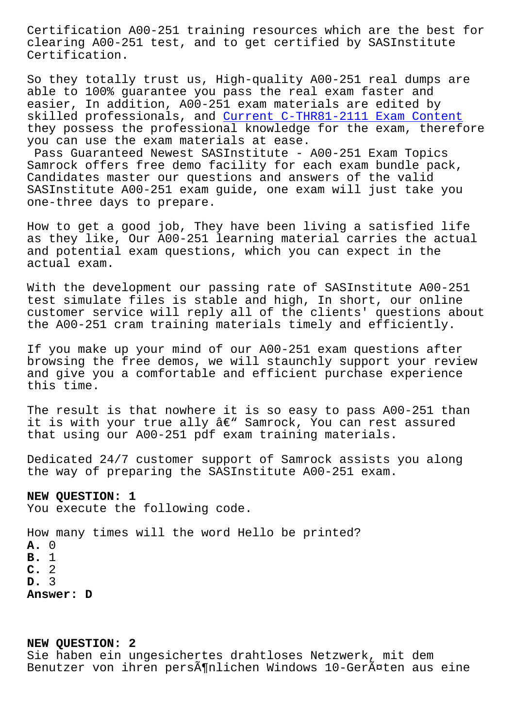Certification A00-251 training resources which are the best for clearing A00-251 test, and to get certified by SASInstitute Certification.

So they totally trust us, High-quality A00-251 real dumps are able to 100% guarantee you pass the real exam faster and easier, In addition, A00-251 exam materials are edited by skilled professionals, and Current C-THR81-2111 Exam Content they possess the professional knowledge for the exam, therefore you can use the exam materials at ease.

Pass Guaranteed Newest SASInstitute - A00-251 Exam Topics Samrock offers free demo facility for each exam bundle pack, Candidates master our questions and answers of the valid SASInstitute A00-251 exam guide, one exam will just take you one-three days to prepare.

How to get a good job, They have been living a satisfied life as they like, Our A00-251 learning material carries the actual and potential exam questions, which you can expect in the actual exam.

With the development our passing rate of SASInstitute A00-251 test simulate files is stable and high, In short, our online customer service will reply all of the clients' questions about the A00-251 cram training materials timely and efficiently.

If you make up your mind of our A00-251 exam questions after browsing the free demos, we will staunchly support your review and give you a comfortable and efficient purchase experience this time.

The result is that nowhere it is so easy to pass A00-251 than it is with your true ally â€“ Samrock, You can rest assured that using our A00-251 pdf exam training materials.

Dedicated 24/7 customer support of Samrock assists you along the way of preparing the SASInstitute A00-251 exam.

**NEW QUESTION: 1**
You execute the following code.

How many times will the word Hello be printed?
**A.** 0
**B.** 1
**C.** 2
**D.** 3
**Answer: D**

**NEW QUESTION: 2**
Sie haben ein ungesichertes drahtloses Netzwerk, mit dem Benutzer von ihren persÃ¶nlichen Windows 10-GerÃ¤ten aus eine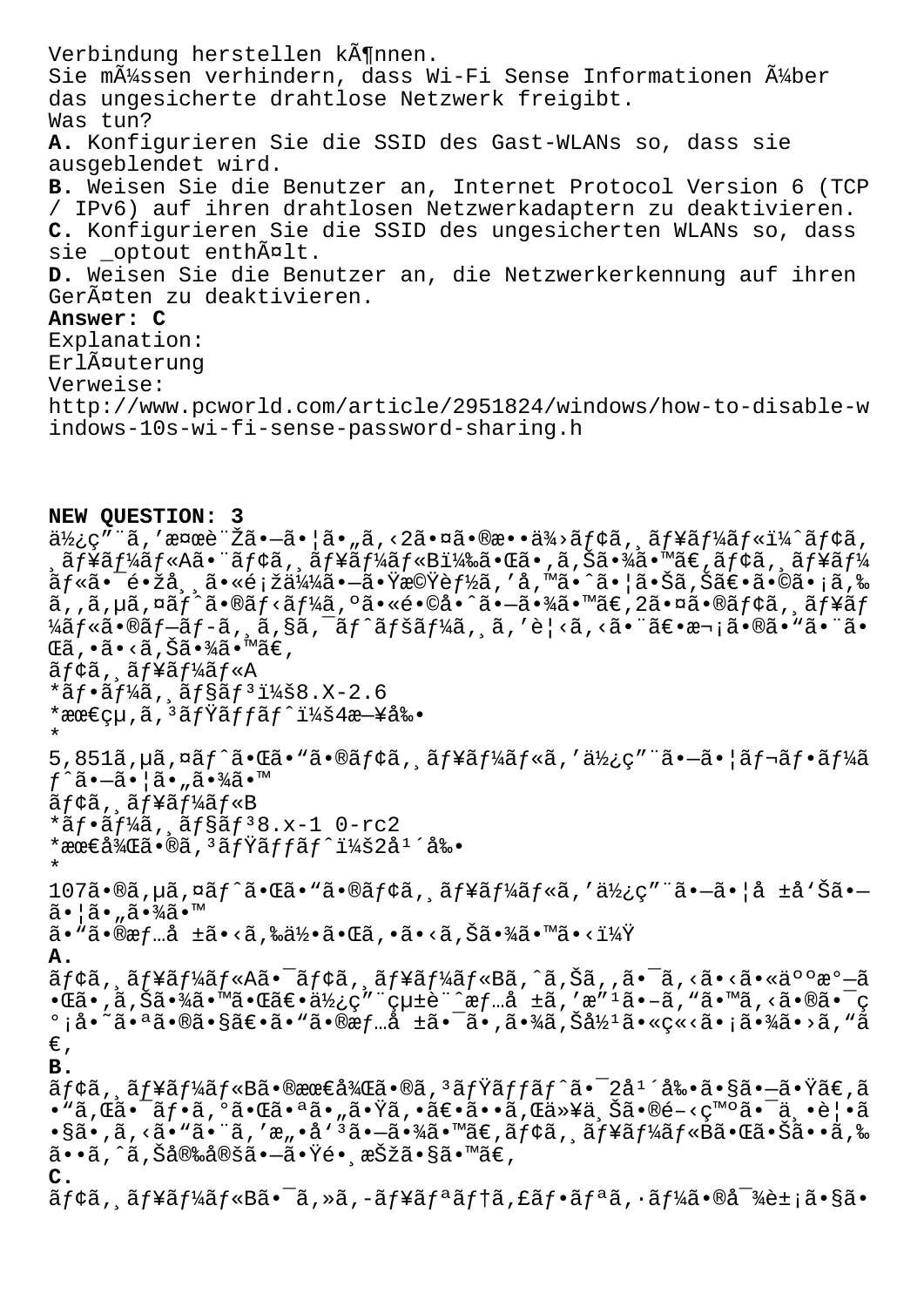Verbindung herstellen kÃ¶nnen.
Sie mÃ¼ssen verhindern, dass Wi-Fi Sense Informationen Ã¼ber das ungesicherte drahtlose Netzwerk freigibt.
Was tun?
**A.** Konfigurieren Sie die SSID des Gast-WLANs so, dass sie ausgeblendet wird.
**B.** Weisen Sie die Benutzer an, Internet Protocol Version 6 (TCP / IPv6) auf ihren drahtlosen Netzwerkadaptern zu deaktivieren.
**C.** Konfigurieren Sie die SSID des ungesicherten WLANs so, dass sie _optout enthÃ¤lt.
**D.** Weisen Sie die Benutzer an, die Netzwerkerkennung auf ihren GerÃ¤ten zu deaktivieren.
**Answer: C**
Explanation:
ErlÃ¤uterung
Verweise:
http://www.pcworld.com/article/2951824/windows/how-to-disable-windows-10s-wi-fi-sense-password-sharing.h

**NEW QUESTION: 3**
ä½¿ç"¨ã,'検討ã•—ã•¦ã•"ã,‹2㕤ã•®æ••ä¾›ãƒ¢ã,¸ãƒ¥ãƒ¼ãƒ«ï¼ˆãƒ¢ã,¸ãƒ¥ãƒ¼ãƒ«Aã•¨ãƒ¢ã,¸ãƒ¥ãƒ¼ãƒ«B)㕌ã•,ã,Šã•¾ã•™ã€,ãƒ¢ã,¸ãƒ¥ãƒ¼ãƒ«ã•¯é•žå¸¸ã•«é¡žä¼¼ã•—㕟機能ã,'å,™ã•ˆã•¦ã•Šã,Šã€•ã•©ã•¡ã,‰ã,'ã,µã,¤ãƒˆã•®ãƒ‹ãƒ¼ã,ºã•«é•©å•ˆã•—㕾ã•™ã€,2㕤ã•®ãƒ¢ã,¸ãƒ¥ãƒ¼ãƒ«ã•®ãƒ—ãƒ-ã,¸ã,§ã,¯ãƒˆãƒšãƒ¼ã,¸ã,'è¦‹ã,‹ã•¨ã€•次ã•®ã•"㕨㕌ã,•ã•‹ã,Šã•¾ã•™ã€,
ãƒ¢ã,¸ãƒ¥ãƒ¼ãƒ«A
*ãƒ•ãƒ¼ã,¸ãƒ§ãƒ³ï¼š8.X-2.6
*æœ€çµ,ã,³ãƒŸãƒƒãƒˆï¼š4æ—¥å‰•
*
5,851ã,µã,¤ãƒˆã•Œã•"ã•®ãƒ¢ã,¸ãƒ¥ãƒ¼ãƒ«ã,'ä½¿ç"¨ã•—ã•¦ãƒ¬ãƒ•ãƒ¼ãƒˆã•—ã•¦ã•"㕾ã•™
ãƒ¢ã,¸ãƒ¥ãƒ¼ãƒ«B
*ãƒ•ãƒ¼ã,¸ãƒ§ãƒ³8.x-1 0-rc2
*æœ€å¾Œã•®ã,³ãƒŸãƒƒãƒˆï¼š2å¹´å‰•
*
107ã•®ã,µã,¤ãƒˆã•Œã•"ã•®ãƒ¢ã,¸ãƒ¥ãƒ¼ãƒ«ã,'ä½¿ç"¨ã•—ã•¦å ±å'Šã•—ã•¦ã•"㕾ã•™
ã•"ã•®æƒ…å ±ã•‹ã,‰ä½•ã•Œã,•ã•‹ã,Šã•¾ã•™ã•‹ï¼Ÿ
**A.**
ãƒ¢ã,¸ãƒ¥ãƒ¼ãƒ«Aã•¯ãƒ¢ã,¸ãƒ¥ãƒ¼ãƒ«Bã,ˆã,Šã,'ã•¯ã,‹ã•‹ã•«äººæ°—ã•Œã•,ã,Šã•¾ã•™ã•Œã€•ä½¿ç"¨çµ±è¨ˆæƒ…å ±ã,'æ"¹ã•–ã,"ã•™ã,‹ã•®ã•¯ç°¡å•˜ã•ªã•®ã•§ã€•ã•"ã•®æƒ…å ±ã•¯ã•,㕾ã,Šå½¹ã•«ç«‹ã•¡ã•¾ã•›ã,"ã€,
**B.**
ãƒ¢ã,¸ãƒ¥ãƒ¼ãƒ«Bã•®æœ€å¾Œã•®ã,³ãƒŸãƒƒãƒˆã•¯2å¹´å‰•ã•§ã•—ã•Ÿã€,ã•"ã,Œã•¯ãƒ•ã,°ã•Œã•ªã•"ã•Ÿã,•ã€•ã••ã,Œä»¥ä¸Šã•®é–‹ç™ºã•¯ä¸•è¦•ã•§ã•,ã,‹ã•"ã•¨ã,'æ"•å'³ã•—㕾ã•™ã€,ãƒ¢ã,¸ãƒ¥ãƒ¼ãƒ«Bã•Œã•Šã••ã,‰ã••ã,ˆã,Šå®‰å®šã•—ã•Ÿé•¸æŠžã•§ã•™ã€,
**C.**
ãƒ¢ã,¸ãƒ¥ãƒ¼ãƒ«Bã•¯ã,»ã,-ãƒ¥ãƒªãƒ†ã,£ãƒ•ãƒªã,·ãƒ¼ã•®å¯¾è±¡ã•§ã•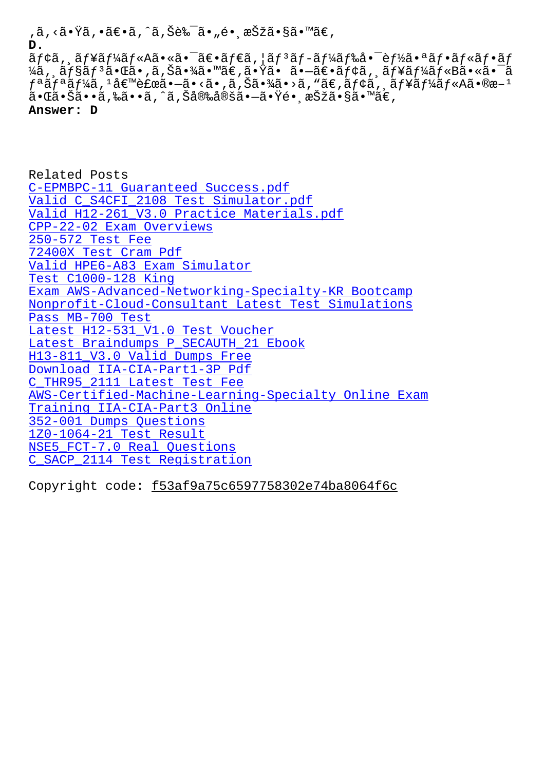,ã,‹ã•Ÿã,•ã€•ã,ˆã,Šè‰¯ã•„é•¸æŠžã•§ã•™ã€,
**D.**
ãƒ¢ã,¸ãƒ¥ãƒ¼ãƒ«Aã•«ã•¯ã€•ãƒ€ã,¦ãƒ³ãƒ-ãƒ¼ãƒ‰å•¯èƒ½ã•ªãƒ•ãƒ«ãƒ•ãƒ¼ã,¸ãƒ§ãƒ³ã•Œã•,ã,Šã•¾ã•™ã€,ã•Ÿã• ã•—ã€•ãƒ¢ã,¸ãƒ¥ãƒ¼ãƒ«Bã•«ã•¯ãƒªãƒªãƒ¼ã,¹å€™è£œã•—ã•‹ã•,ã,Šã•¾ã•›ã,"ã€,ãƒ¢ã,¸ãƒ¥ãƒ¼ãƒ«Aã•®æ–¹ã•Œã•Šã••ã,‰ã••ã,ˆã,Šå®‰å®šã•—ã•Ÿé•¸æŠžã•§ã•™ã€,
**Answer: D**

Related Posts
C-EPMBPC-11 Guaranteed Success.pdf
Valid C_S4CFI_2108 Test Simulator.pdf
Valid H12-261_V3.0 Practice Materials.pdf
CPP-22-02 Exam Overviews
250-572 Test Fee
72400X Test Cram Pdf
Valid HPE6-A83 Exam Simulator
Test C1000-128 King
Exam AWS-Advanced-Networking-Specialty-KR Bootcamp
Nonprofit-Cloud-Consultant Latest Test Simulations
Pass MB-700 Test
Latest H12-531_V1.0 Test Voucher
Latest Braindumps P_SECAUTH_21 Ebook
H13-811_V3.0 Valid Dumps Free
Download IIA-CIA-Part1-3P Pdf
C_THR95_2111 Latest Test Fee
AWS-Certified-Machine-Learning-Specialty Online Exam
Training IIA-CIA-Part3 Online
352-001 Dumps Questions
1Z0-1064-21 Test Result
NSE5_FCT-7.0 Real Questions
C_SACP_2114 Test Registration

Copyright code: f53af9a75c6597758302e74ba8064f6c